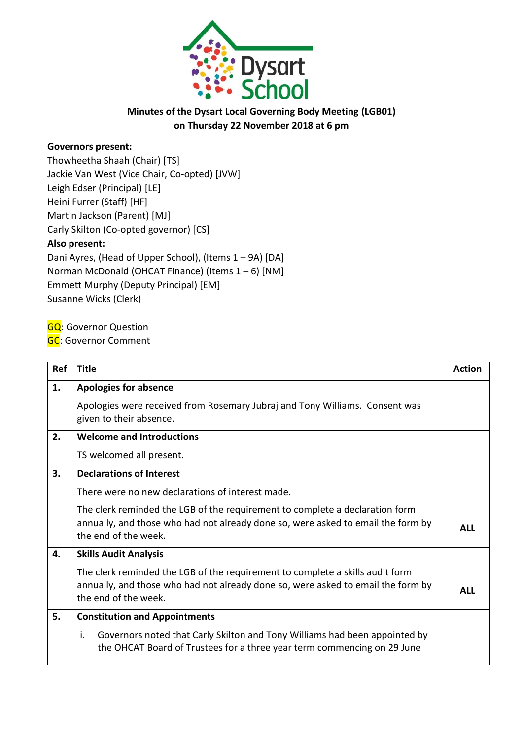Dysart School

**Minutes of the Dysart Local Governing Body Meeting (LGB01)**
**on Thursday 22 November 2018 at 6 pm**

**Governors present:**
Thowheetha Shaah (Chair) [TS]
Jackie Van West (Vice Chair, Co-opted) [JVW]
Leigh Edser (Principal) [LE]
Heini Furrer (Staff) [HF]
Martin Jackson (Parent) [MJ]
Carly Skilton (Co-opted governor) [CS]

**Also present:**
Dani Ayres, (Head of Upper School), (Items 1 – 9A) [DA]
Norman McDonald (OHCAT Finance) (Items 1 – 6) [NM]
Emmett Murphy (Deputy Principal) [EM]
Susanne Wicks (Clerk)

GQ: Governor Question
GC: Governor Comment

| Ref | Title | Action |
|---|---|---|
| **1.** | **Apologies for absence**<br><br>Apologies were received from Rosemary Jubraj and Tony Williams. Consent was given to their absence. | |
| **2.** | **Welcome and Introductions**<br><br>TS welcomed all present. | |
| **3.** | **Declarations of Interest**<br><br>There were no new declarations of interest made.<br><br>The clerk reminded the LGB of the requirement to complete a declaration form annually, and those who had not already done so, were asked to email the form by the end of the week. | **ALL** |
| **4.** | **Skills Audit Analysis**<br><br>The clerk reminded the LGB of the requirement to complete a skills audit form annually, and those who had not already done so, were asked to email the form by the end of the week. | **ALL** |
| **5.** | **Constitution and Appointments**<br><br>i. Governors noted that Carly Skilton and Tony Williams had been appointed by the OHCAT Board of Trustees for a three year term commencing on 29 June | |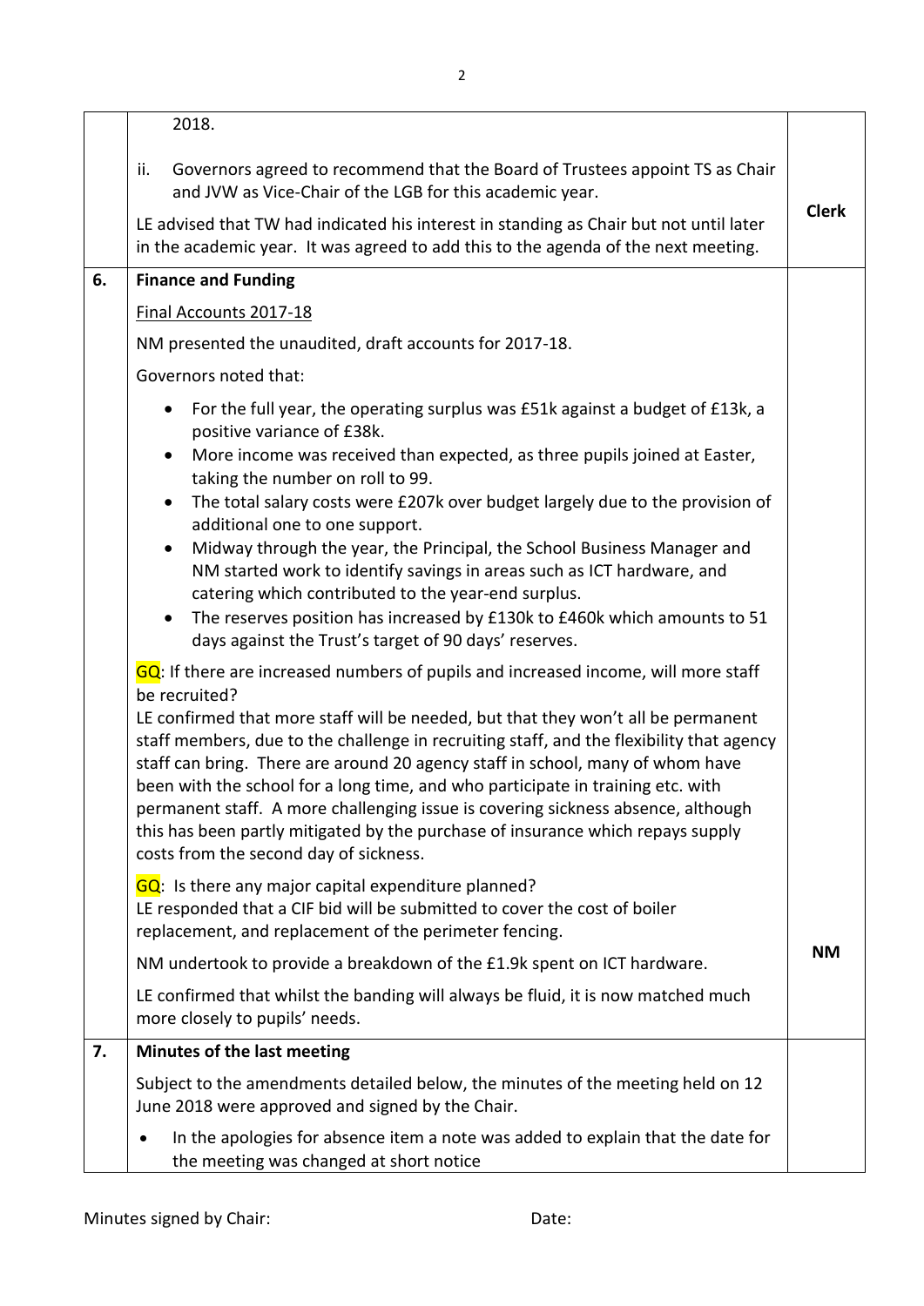| | | |
|---|---|---|
| | 2018.<br><br>ii. Governors agreed to recommend that the Board of Trustees appoint TS as Chair and JVW as Vice-Chair of the LGB for this academic year.<br><br>LE advised that TW had indicated his interest in standing as Chair but not until later in the academic year. It was agreed to add this to the agenda of the next meeting. | **Clerk** |
| **6.** | **Finance and Funding**<br><br>Final Accounts 2017-18<br><br>NM presented the unaudited, draft accounts for 2017-18.<br><br>Governors noted that:<br><br>• For the full year, the operating surplus was £51k against a budget of £13k, a positive variance of £38k.<br>• More income was received than expected, as three pupils joined at Easter, taking the number on roll to 99.<br>• The total salary costs were £207k over budget largely due to the provision of additional one to one support.<br>• Midway through the year, the Principal, the School Business Manager and NM started work to identify savings in areas such as ICT hardware, and catering which contributed to the year-end surplus.<br>• The reserves position has increased by £130k to £460k which amounts to 51 days against the Trust's target of 90 days' reserves.<br><br>GQ: If there are increased numbers of pupils and increased income, will more staff be recruited?<br>LE confirmed that more staff will be needed, but that they won't all be permanent staff members, due to the challenge in recruiting staff, and the flexibility that agency staff can bring. There are around 20 agency staff in school, many of whom have been with the school for a long time, and who participate in training etc. with permanent staff. A more challenging issue is covering sickness absence, although this has been partly mitigated by the purchase of insurance which repays supply costs from the second day of sickness.<br><br>GQ: Is there any major capital expenditure planned?<br>LE responded that a CIF bid will be submitted to cover the cost of boiler replacement, and replacement of the perimeter fencing.<br><br>NM undertook to provide a breakdown of the £1.9k spent on ICT hardware.<br><br>LE confirmed that whilst the banding will always be fluid, it is now matched much more closely to pupils' needs. | **NM** |
| **7.** | **Minutes of the last meeting**<br><br>Subject to the amendments detailed below, the minutes of the meeting held on 12 June 2018 were approved and signed by the Chair.<br><br>• In the apologies for absence item a note was added to explain that the date for the meeting was changed at short notice | |

Minutes signed by Chair: Date: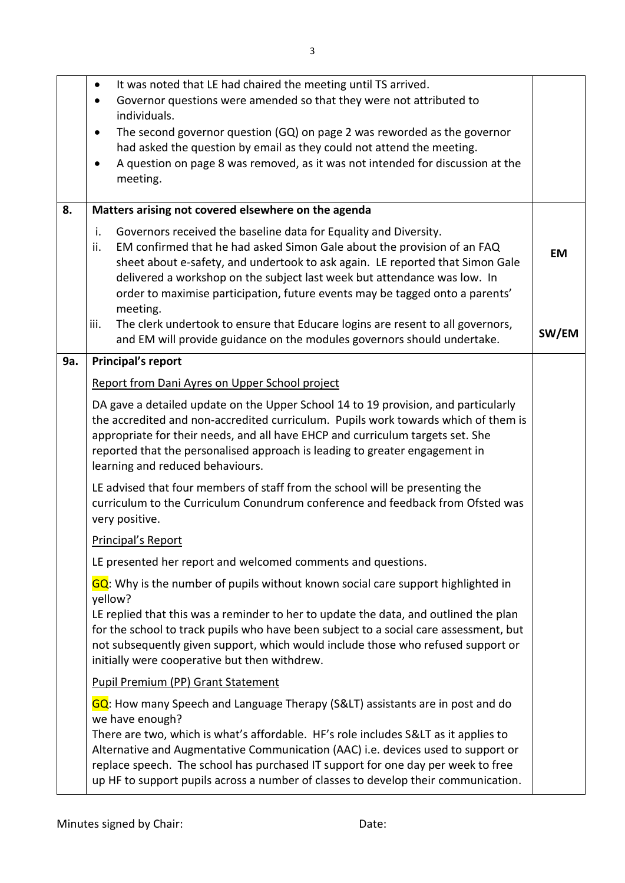| | | |
|---|---|---|
| | • It was noted that LE had chaired the meeting until TS arrived.<br>• Governor questions were amended so that they were not attributed to individuals.<br>• The second governor question (GQ) on page 2 was reworded as the governor had asked the question by email as they could not attend the meeting.<br>• A question on page 8 was removed, as it was not intended for discussion at the meeting. | |
| **8.** | **Matters arising not covered elsewhere on the agenda**<br>i. Governors received the baseline data for Equality and Diversity.<br>ii. EM confirmed that he had asked Simon Gale about the provision of an FAQ sheet about e-safety, and undertook to ask again. LE reported that Simon Gale delivered a workshop on the subject last week but attendance was low. In order to maximise participation, future events may be tagged onto a parents' meeting.<br>iii. The clerk undertook to ensure that Educare logins are resent to all governors, and EM will provide guidance on the modules governors should undertake. | **EM**<br><br>**SW/EM** |
| **9a.** | **Principal's report**<br><br><u>Report from Dani Ayres on Upper School project</u><br><br>DA gave a detailed update on the Upper School 14 to 19 provision, and particularly the accredited and non-accredited curriculum. Pupils work towards which of them is appropriate for their needs, and all have EHCP and curriculum targets set. She reported that the personalised approach is leading to greater engagement in learning and reduced behaviours.<br><br>LE advised that four members of staff from the school will be presenting the curriculum to the Curriculum Conundrum conference and feedback from Ofsted was very positive.<br><br><u>Principal's Report</u><br><br>LE presented her report and welcomed comments and questions.<br><br>GQ: Why is the number of pupils without known social care support highlighted in yellow?<br>LE replied that this was a reminder to her to update the data, and outlined the plan for the school to track pupils who have been subject to a social care assessment, but not subsequently given support, which would include those who refused support or initially were cooperative but then withdrew.<br><br><u>Pupil Premium (PP) Grant Statement</u><br><br>GQ: How many Speech and Language Therapy (S&LT) assistants are in post and do we have enough?<br>There are two, which is what's affordable. HF's role includes S&LT as it applies to Alternative and Augmentative Communication (AAC) i.e. devices used to support or replace speech. The school has purchased IT support for one day per week to free up HF to support pupils across a number of classes to develop their communication. | |

Minutes signed by Chair: Date: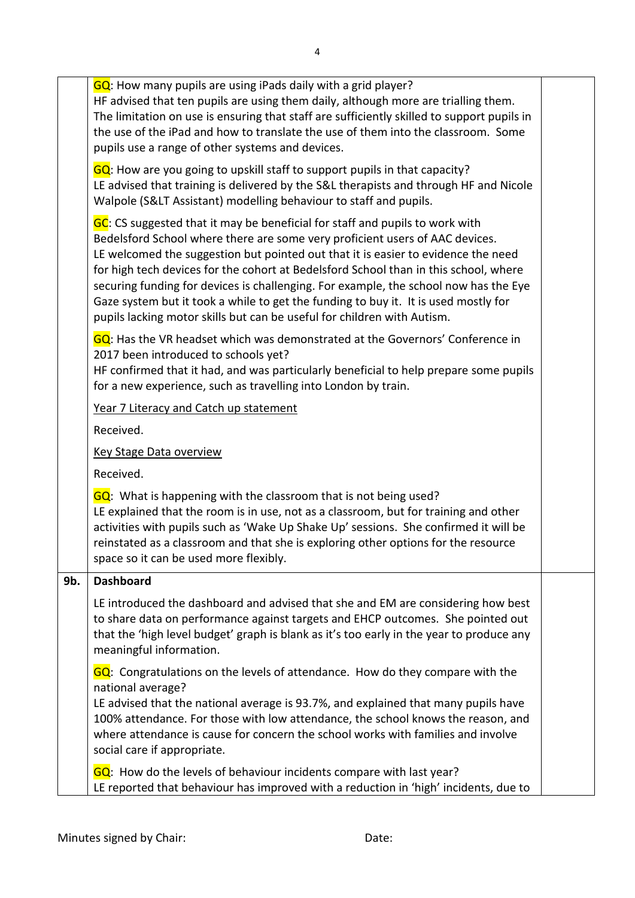| | | |
|---|---|---|
| | GQ: How many pupils are using iPads daily with a grid player?<br>HF advised that ten pupils are using them daily, although more are trialling them. The limitation on use is ensuring that staff are sufficiently skilled to support pupils in the use of the iPad and how to translate the use of them into the classroom. Some pupils use a range of other systems and devices.<br><br>GQ: How are you going to upskill staff to support pupils in that capacity?<br>LE advised that training is delivered by the S&L therapists and through HF and Nicole Walpole (S&LT Assistant) modelling behaviour to staff and pupils.<br><br>GC: CS suggested that it may be beneficial for staff and pupils to work with Bedelsford School where there are some very proficient users of AAC devices.<br>LE welcomed the suggestion but pointed out that it is easier to evidence the need for high tech devices for the cohort at Bedelsford School than in this school, where securing funding for devices is challenging. For example, the school now has the Eye Gaze system but it took a while to get the funding to buy it. It is used mostly for pupils lacking motor skills but can be useful for children with Autism.<br><br>GQ: Has the VR headset which was demonstrated at the Governors' Conference in 2017 been introduced to schools yet?<br>HF confirmed that it had, and was particularly beneficial to help prepare some pupils for a new experience, such as travelling into London by train.<br><br><u>Year 7 Literacy and Catch up statement</u><br><br>Received.<br><br><u>Key Stage Data overview</u><br><br>Received.<br><br>GQ: What is happening with the classroom that is not being used?<br>LE explained that the room is in use, not as a classroom, but for training and other activities with pupils such as 'Wake Up Shake Up' sessions. She confirmed it will be reinstated as a classroom and that she is exploring other options for the resource space so it can be used more flexibly. | |
| **9b.** | **Dashboard**<br><br>LE introduced the dashboard and advised that she and EM are considering how best to share data on performance against targets and EHCP outcomes. She pointed out that the 'high level budget' graph is blank as it's too early in the year to produce any meaningful information.<br><br>GQ: Congratulations on the levels of attendance. How do they compare with the national average?<br>LE advised that the national average is 93.7%, and explained that many pupils have 100% attendance. For those with low attendance, the school knows the reason, and where attendance is cause for concern the school works with families and involve social care if appropriate.<br><br>GQ: How do the levels of behaviour incidents compare with last year?<br>LE reported that behaviour has improved with a reduction in 'high' incidents, due to | |

Minutes signed by Chair: Date: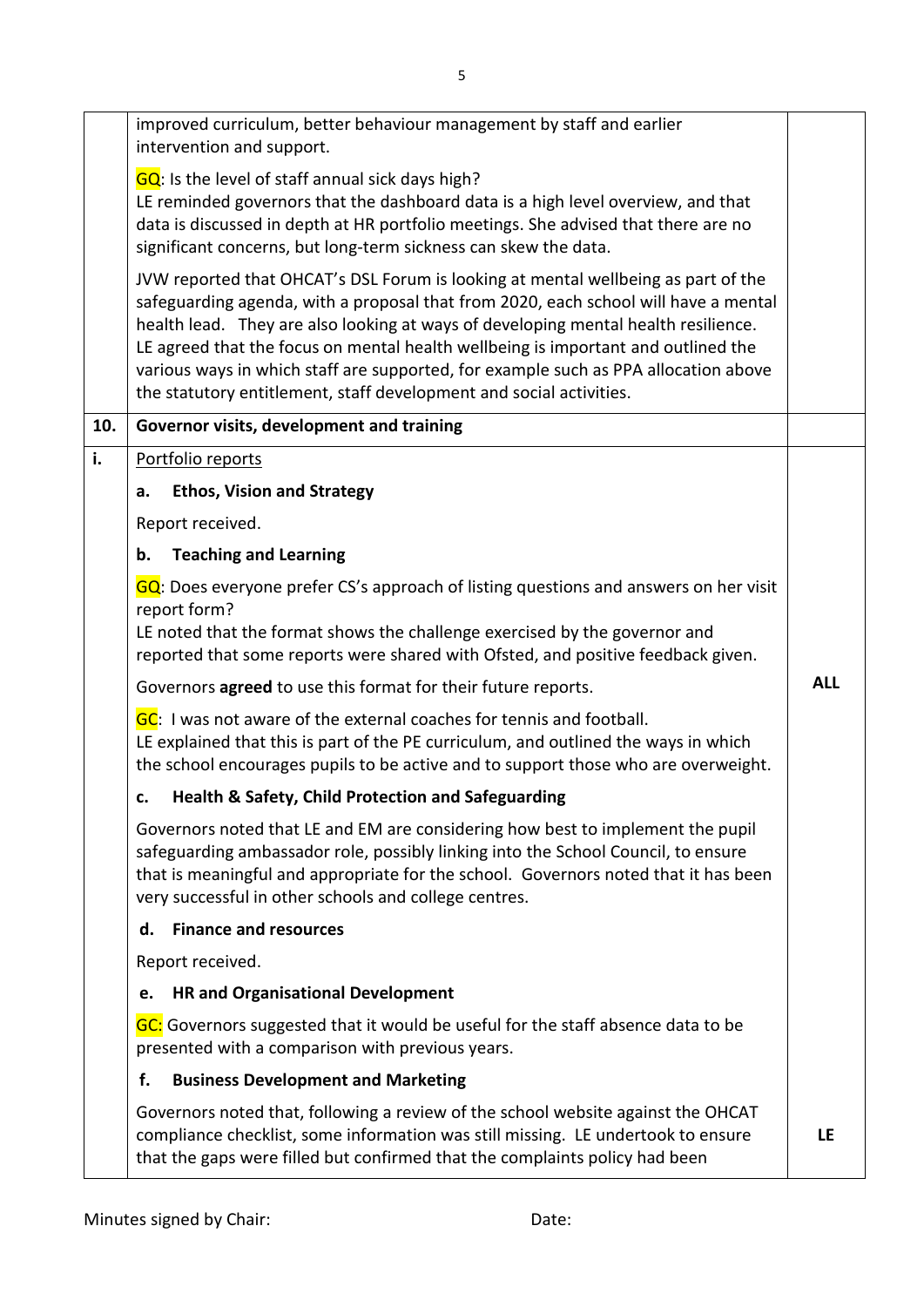| | | |
|---|---|---|
| | improved curriculum, better behaviour management by staff and earlier intervention and support.<br><br>GQ: Is the level of staff annual sick days high?<br>LE reminded governors that the dashboard data is a high level overview, and that data is discussed in depth at HR portfolio meetings. She advised that there are no significant concerns, but long-term sickness can skew the data.<br><br>JVW reported that OHCAT's DSL Forum is looking at mental wellbeing as part of the safeguarding agenda, with a proposal that from 2020, each school will have a mental health lead. They are also looking at ways of developing mental health resilience. LE agreed that the focus on mental health wellbeing is important and outlined the various ways in which staff are supported, for example such as PPA allocation above the statutory entitlement, staff development and social activities. | |
| **10.** | **Governor visits, development and training** | |
| **i.** | Portfolio reports<br><br>**a. Ethos, Vision and Strategy**<br><br>Report received.<br><br>**b. Teaching and Learning**<br><br>GQ: Does everyone prefer CS's approach of listing questions and answers on her visit report form?<br>LE noted that the format shows the challenge exercised by the governor and reported that some reports were shared with Ofsted, and positive feedback given.<br><br>Governors **agreed** to use this format for their future reports.<br><br>GC: I was not aware of the external coaches for tennis and football.<br>LE explained that this is part of the PE curriculum, and outlined the ways in which the school encourages pupils to be active and to support those who are overweight.<br><br>**c. Health & Safety, Child Protection and Safeguarding**<br><br>Governors noted that LE and EM are considering how best to implement the pupil safeguarding ambassador role, possibly linking into the School Council, to ensure that is meaningful and appropriate for the school. Governors noted that it has been very successful in other schools and college centres.<br><br>**d. Finance and resources**<br><br>Report received.<br><br>**e. HR and Organisational Development**<br><br>GC: Governors suggested that it would be useful for the staff absence data to be presented with a comparison with previous years.<br><br>**f. Business Development and Marketing**<br><br>Governors noted that, following a review of the school website against the OHCAT compliance checklist, some information was still missing. LE undertook to ensure that the gaps were filled but confirmed that the complaints policy had been | **ALL**<br><br>**LE** |

Minutes signed by Chair: Date: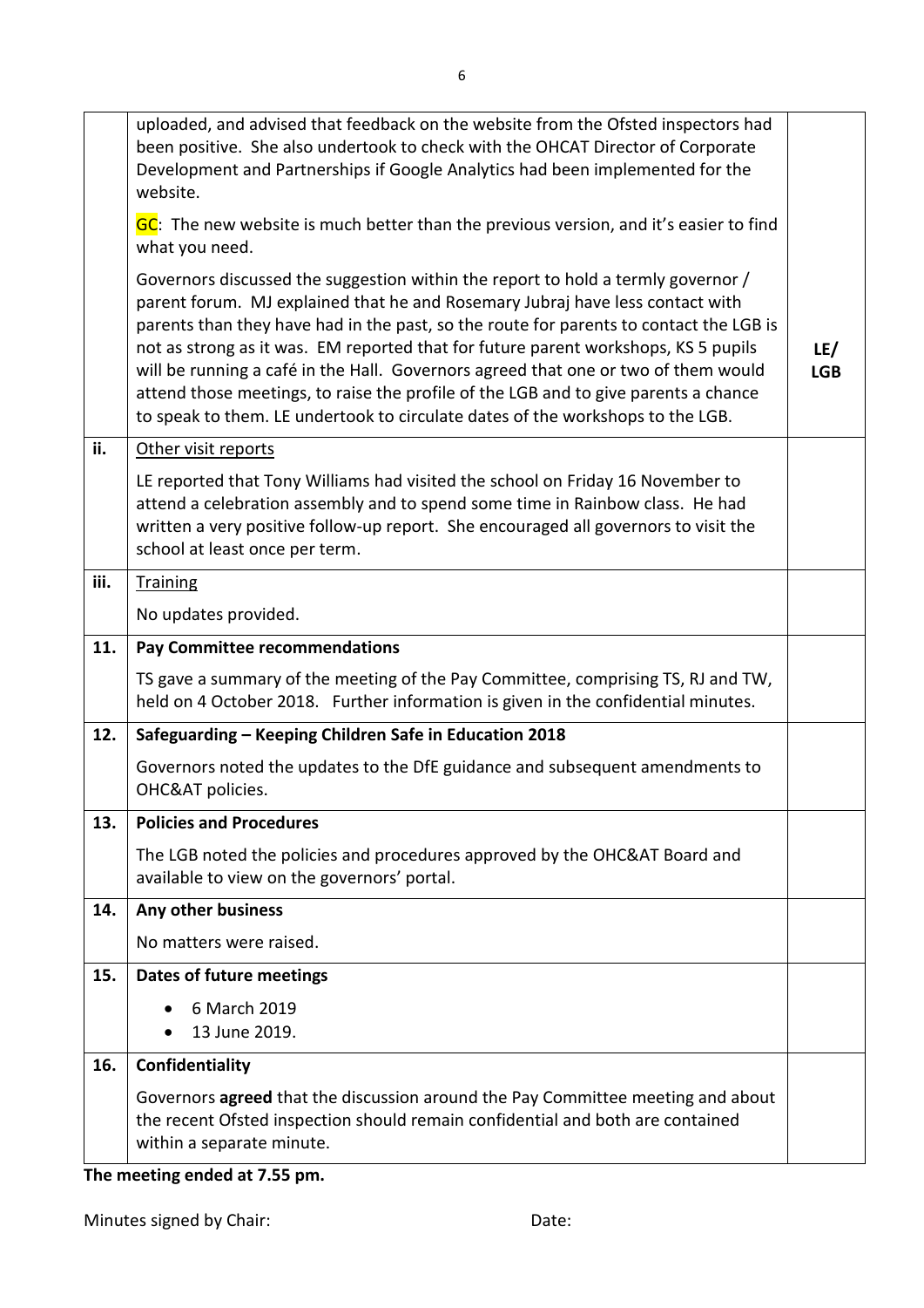| | | |
|---|---|---|
| | uploaded, and advised that feedback on the website from the Ofsted inspectors had been positive. She also undertook to check with the OHCAT Director of Corporate Development and Partnerships if Google Analytics had been implemented for the website.<br><br>GC: The new website is much better than the previous version, and it's easier to find what you need.<br><br>Governors discussed the suggestion within the report to hold a termly governor / parent forum. MJ explained that he and Rosemary Jubraj have less contact with parents than they have had in the past, so the route for parents to contact the LGB is not as strong as it was. EM reported that for future parent workshops, KS 5 pupils will be running a café in the Hall. Governors agreed that one or two of them would attend those meetings, to raise the profile of the LGB and to give parents a chance to speak to them. LE undertook to circulate dates of the workshops to the LGB. | **LE/ LGB** |
| **ii.** | Other visit reports<br><br>LE reported that Tony Williams had visited the school on Friday 16 November to attend a celebration assembly and to spend some time in Rainbow class. He had written a very positive follow-up report. She encouraged all governors to visit the school at least once per term. | |
| **iii.** | Training<br><br>No updates provided. | |
| **11.** | **Pay Committee recommendations**<br><br>TS gave a summary of the meeting of the Pay Committee, comprising TS, RJ and TW, held on 4 October 2018. Further information is given in the confidential minutes. | |
| **12.** | **Safeguarding – Keeping Children Safe in Education 2018**<br><br>Governors noted the updates to the DfE guidance and subsequent amendments to OHC&AT policies. | |
| **13.** | **Policies and Procedures**<br><br>The LGB noted the policies and procedures approved by the OHC&AT Board and available to view on the governors' portal. | |
| **14.** | **Any other business**<br><br>No matters were raised. | |
| **15.** | **Dates of future meetings**<br><br>• 6 March 2019<br>• 13 June 2019. | |
| **16.** | **Confidentiality**<br><br>Governors **agreed** that the discussion around the Pay Committee meeting and about the recent Ofsted inspection should remain confidential and both are contained within a separate minute. | |

**The meeting ended at 7.55 pm.**

Minutes signed by Chair: Date: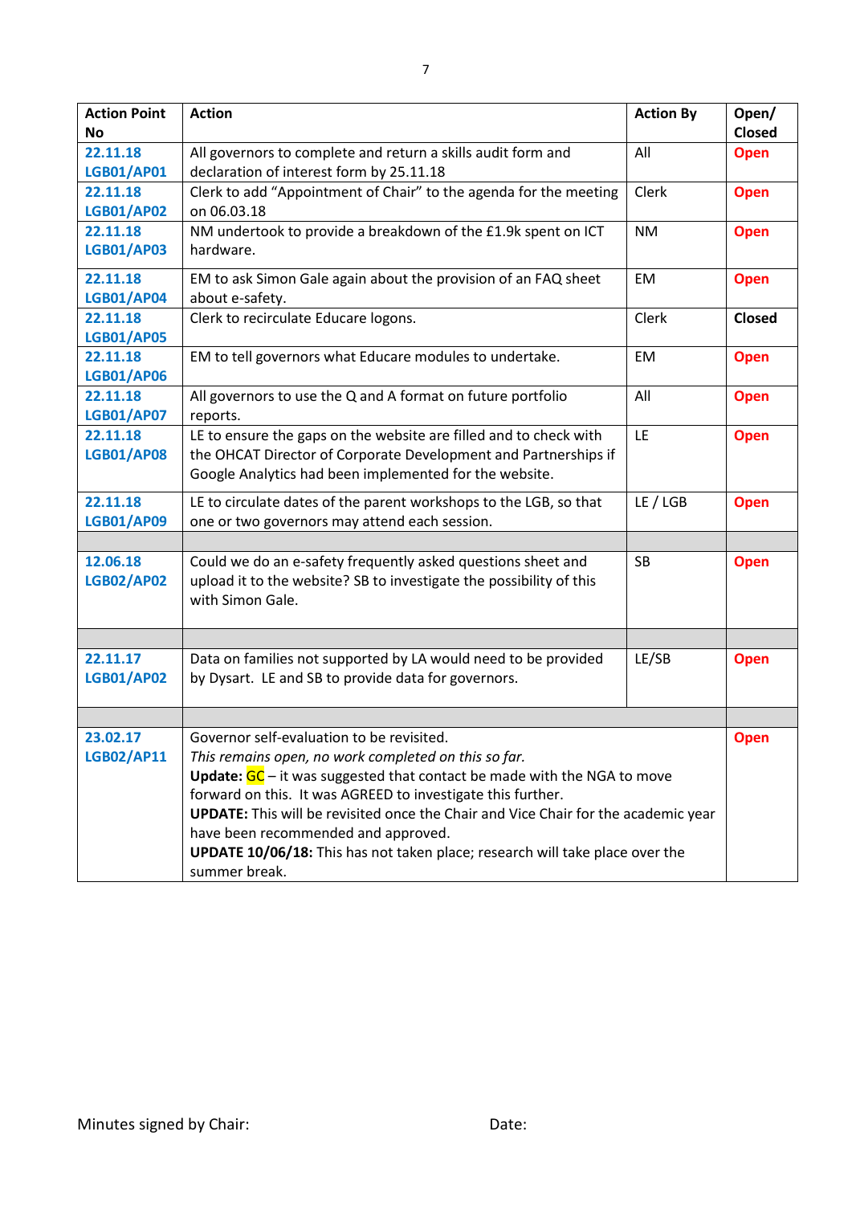| Action Point No | Action | Action By | Open/ Closed |
|---|---|---|---|
| **22.11.18 LGB01/AP01** | All governors to complete and return a skills audit form and declaration of interest form by 25.11.18 | All | **Open** |
| **22.11.18 LGB01/AP02** | Clerk to add “Appointment of Chair” to the agenda for the meeting on 06.03.18 | Clerk | **Open** |
| **22.11.18 LGB01/AP03** | NM undertook to provide a breakdown of the £1.9k spent on ICT hardware. | NM | **Open** |
| **22.11.18 LGB01/AP04** | EM to ask Simon Gale again about the provision of an FAQ sheet about e-safety. | EM | **Open** |
| **22.11.18 LGB01/AP05** | Clerk to recirculate Educare logons. | Clerk | **Closed** |
| **22.11.18 LGB01/AP06** | EM to tell governors what Educare modules to undertake. | EM | **Open** |
| **22.11.18 LGB01/AP07** | All governors to use the Q and A format on future portfolio reports. | All | **Open** |
| **22.11.18 LGB01/AP08** | LE to ensure the gaps on the website are filled and to check with the OHCAT Director of Corporate Development and Partnerships if Google Analytics had been implemented for the website. | LE | **Open** |
| **22.11.18 LGB01/AP09** | LE to circulate dates of the parent workshops to the LGB, so that one or two governors may attend each session. | LE / LGB | **Open** |
| | | | |
| **12.06.18 LGB02/AP02** | Could we do an e-safety frequently asked questions sheet and upload it to the website? SB to investigate the possibility of this with Simon Gale. | SB | **Open** |
| | | | |
| **22.11.17 LGB01/AP02** | Data on families not supported by LA would need to be provided by Dysart. LE and SB to provide data for governors. | LE/SB | **Open** |
| | | | |
| **23.02.17 LGB02/AP11** | Governor self-evaluation to be revisited.<br>*This remains open, no work completed on this so far.*<br>**Update:** GC – it was suggested that contact be made with the NGA to move forward on this. It was AGREED to investigate this further.<br>**UPDATE:** This will be revisited once the Chair and Vice Chair for the academic year have been recommended and approved.<br>**UPDATE 10/06/18:** This has not taken place; research will take place over the summer break. | | **Open** |

Minutes signed by Chair: Date: